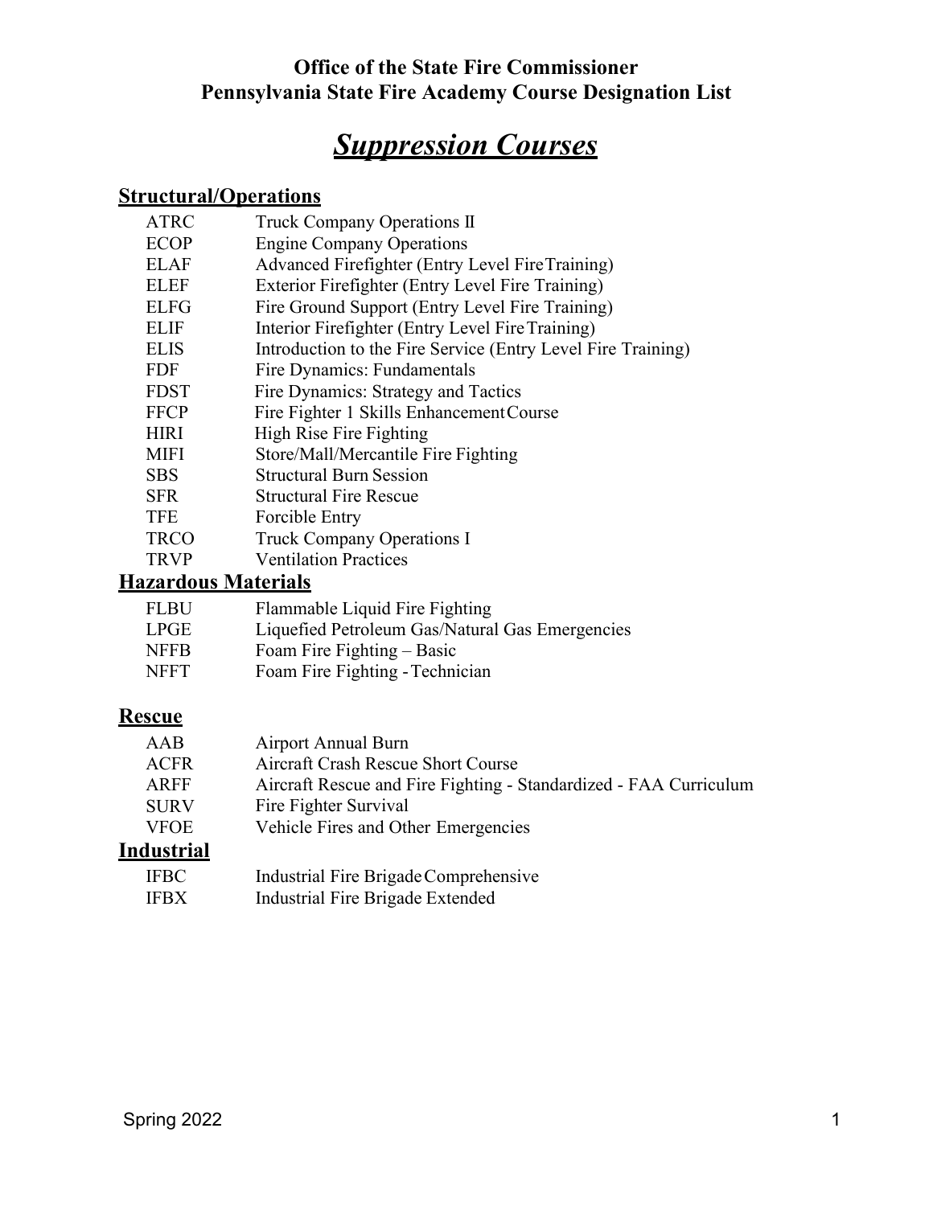**Office of the State Fire Commissioner**
**Pennsylvania State Fire Academy Course Designation List**

# *Suppression Courses*

## Structural/Operations

| | |
|---|---|
| ATRC | Truck Company Operations II |
| ECOP | Engine Company Operations |
| ELAF | Advanced Firefighter (Entry Level Fire Training) |
| ELEF | Exterior Firefighter (Entry Level Fire Training) |
| ELFG | Fire Ground Support (Entry Level Fire Training) |
| ELIF | Interior Firefighter (Entry Level Fire Training) |
| ELIS | Introduction to the Fire Service (Entry Level Fire Training) |
| FDF | Fire Dynamics: Fundamentals |
| FDST | Fire Dynamics: Strategy and Tactics |
| FFCP | Fire Fighter 1 Skills Enhancement Course |
| HIRI | High Rise Fire Fighting |
| MIFI | Store/Mall/Mercantile Fire Fighting |
| SBS | Structural Burn Session |
| SFR | Structural Fire Rescue |
| TFE | Forcible Entry |
| TRCO | Truck Company Operations I |
| TRVP | Ventilation Practices |

## Hazardous Materials

| | |
|---|---|
| FLBU | Flammable Liquid Fire Fighting |
| LPGE | Liquefied Petroleum Gas/Natural Gas Emergencies |
| NFFB | Foam Fire Fighting – Basic |
| NFFT | Foam Fire Fighting - Technician |

## Rescue

| | |
|---|---|
| AAB | Airport Annual Burn |
| ACFR | Aircraft Crash Rescue Short Course |
| ARFF | Aircraft Rescue and Fire Fighting - Standardized - FAA Curriculum |
| SURV | Fire Fighter Survival |
| VFOE | Vehicle Fires and Other Emergencies |

## Industrial

| | |
|---|---|
| IFBC | Industrial Fire Brigade Comprehensive |
| IFBX | Industrial Fire Brigade Extended |

Spring 2022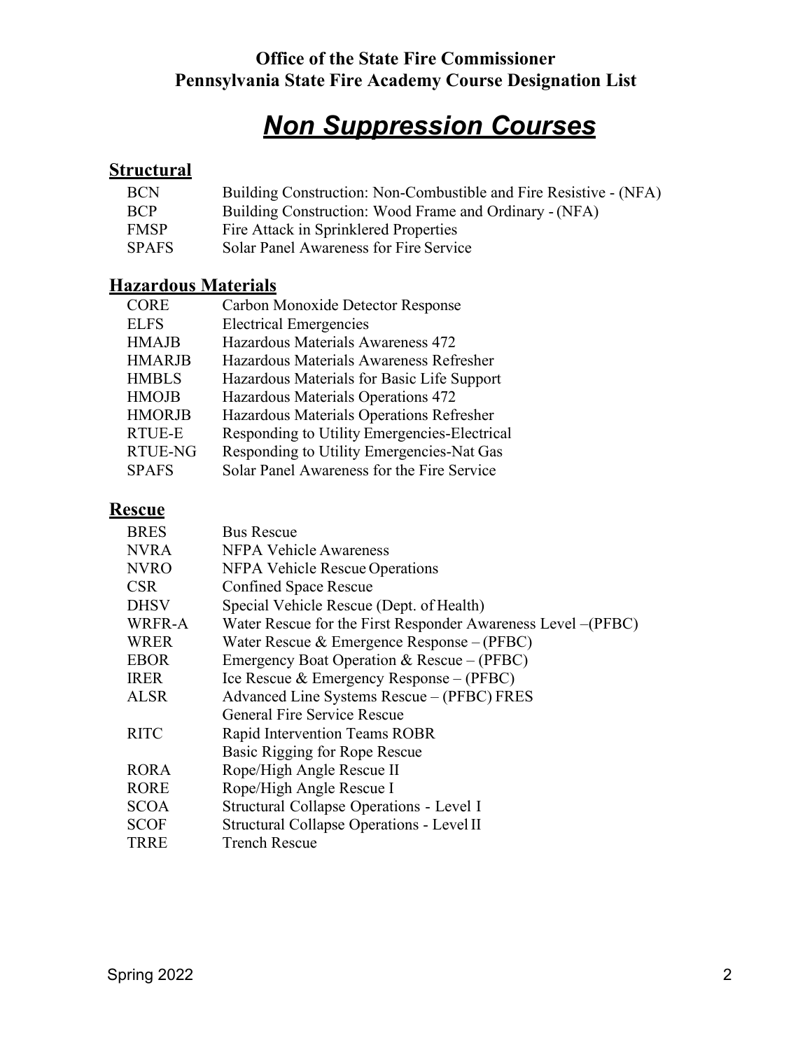**Office of the State Fire Commissioner**
**Pennsylvania State Fire Academy Course Designation List**

# *Non Suppression Courses*

## Structural

| | |
|---|---|
| BCN | Building Construction: Non-Combustible and Fire Resistive - (NFA) |
| BCP | Building Construction: Wood Frame and Ordinary - (NFA) |
| FMSP | Fire Attack in Sprinklered Properties |
| SPAFS | Solar Panel Awareness for Fire Service |

## Hazardous Materials

| | |
|---|---|
| CORE | Carbon Monoxide Detector Response |
| ELFS | Electrical Emergencies |
| HMAJB | Hazardous Materials Awareness 472 |
| HMARJB | Hazardous Materials Awareness Refresher |
| HMBLS | Hazardous Materials for Basic Life Support |
| HMOJB | Hazardous Materials Operations 472 |
| HMORJB | Hazardous Materials Operations Refresher |
| RTUE-E | Responding to Utility Emergencies-Electrical |
| RTUE-NG | Responding to Utility Emergencies-Nat Gas |
| SPAFS | Solar Panel Awareness for the Fire Service |

## Rescue

| | |
|---|---|
| BRES | Bus Rescue |
| NVRA | NFPA Vehicle Awareness |
| NVRO | NFPA Vehicle Rescue Operations |
| CSR | Confined Space Rescue |
| DHSV | Special Vehicle Rescue (Dept. of Health) |
| WRFR-A | Water Rescue for the First Responder Awareness Level –(PFBC) |
| WRER | Water Rescue & Emergence Response – (PFBC) |
| EBOR | Emergency Boat Operation & Rescue – (PFBC) |
| IRER | Ice Rescue & Emergency Response – (PFBC) |
| ALSR | Advanced Line Systems Rescue – (PFBC) FRES |
| | General Fire Service Rescue |
| RITC | Rapid Intervention Teams ROBR |
| | Basic Rigging for Rope Rescue |
| RORA | Rope/High Angle Rescue II |
| RORE | Rope/High Angle Rescue I |
| SCOA | Structural Collapse Operations - Level I |
| SCOF | Structural Collapse Operations - Level II |
| TRRE | Trench Rescue |

Spring 2022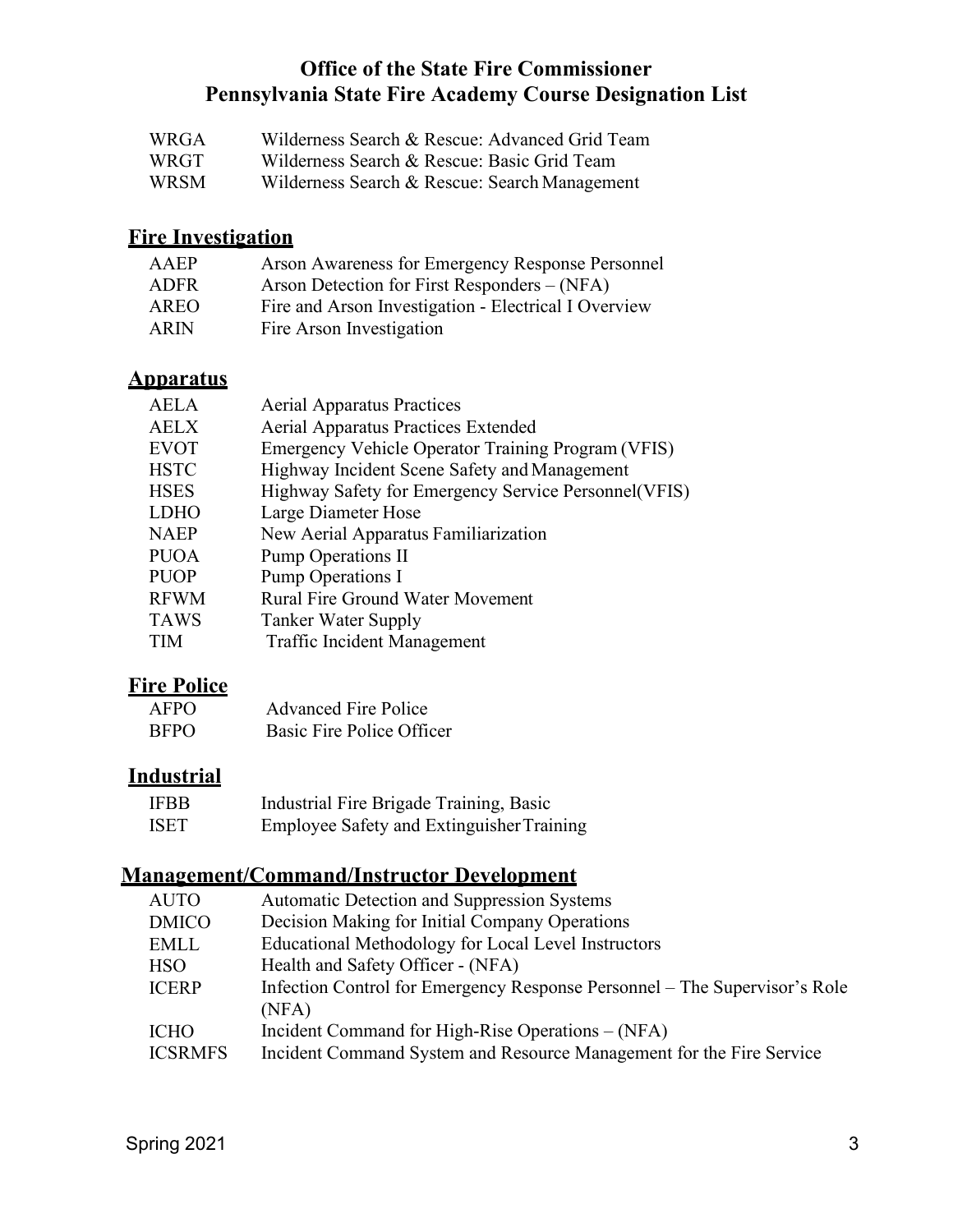# Office of the State Fire Commissioner
# Pennsylvania State Fire Academy Course Designation List

| | |
|---|---|
| WRGA | Wilderness Search & Rescue: Advanced Grid Team |
| WRGT | Wilderness Search & Rescue: Basic Grid Team |
| WRSM | Wilderness Search & Rescue: Search Management |

## Fire Investigation

| | |
|---|---|
| AAEP | Arson Awareness for Emergency Response Personnel |
| ADFR | Arson Detection for First Responders – (NFA) |
| AREO | Fire and Arson Investigation - Electrical I Overview |
| ARIN | Fire Arson Investigation |

## Apparatus

| | |
|---|---|
| AELA | Aerial Apparatus Practices |
| AELX | Aerial Apparatus Practices Extended |
| EVOT | Emergency Vehicle Operator Training Program (VFIS) |
| HSTC | Highway Incident Scene Safety and Management |
| HSES | Highway Safety for Emergency Service Personnel(VFIS) |
| LDHO | Large Diameter Hose |
| NAEP | New Aerial Apparatus Familiarization |
| PUOA | Pump Operations II |
| PUOP | Pump Operations I |
| RFWM | Rural Fire Ground Water Movement |
| TAWS | Tanker Water Supply |
| TIM | Traffic Incident Management |

## Fire Police

| | |
|---|---|
| AFPO | Advanced Fire Police |
| BFPO | Basic Fire Police Officer |

## Industrial

| | |
|---|---|
| IFBB | Industrial Fire Brigade Training, Basic |
| ISET | Employee Safety and Extinguisher Training |

## Management/Command/Instructor Development

| | |
|---|---|
| AUTO | Automatic Detection and Suppression Systems |
| DMICO | Decision Making for Initial Company Operations |
| EMLL | Educational Methodology for Local Level Instructors |
| HSO | Health and Safety Officer - (NFA) |
| ICERP | Infection Control for Emergency Response Personnel – The Supervisor's Role (NFA) |
| ICHO | Incident Command for High-Rise Operations – (NFA) |
| ICSRMFS | Incident Command System and Resource Management for the Fire Service |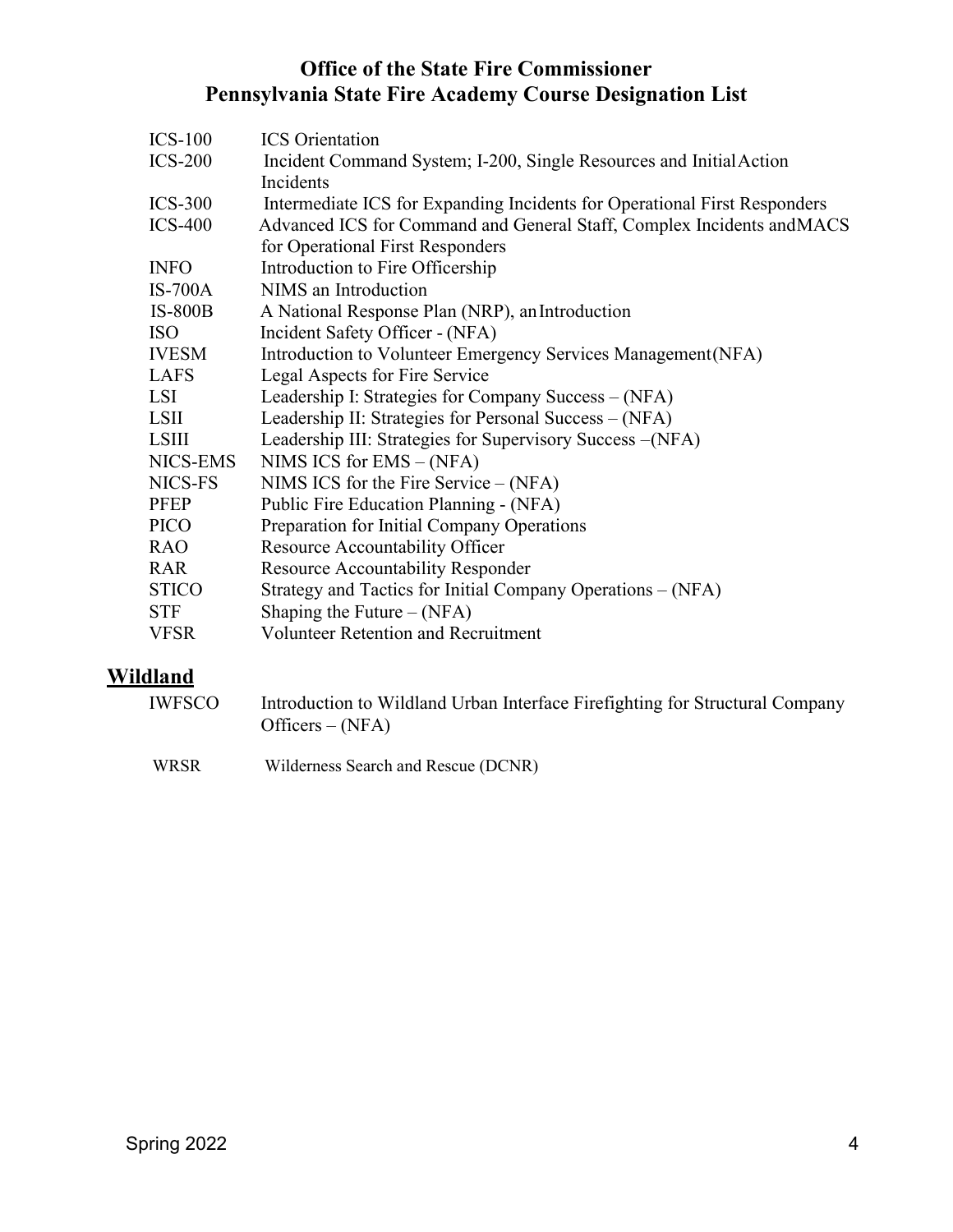# Office of the State Fire Commissioner
# Pennsylvania State Fire Academy Course Designation List

| | |
|---|---|
| ICS-100 | ICS Orientation |
| ICS-200 | Incident Command System; I-200, Single Resources and Initial Action Incidents |
| ICS-300 | Intermediate ICS for Expanding Incidents for Operational First Responders |
| ICS-400 | Advanced ICS for Command and General Staff, Complex Incidents and MACS for Operational First Responders |
| INFO | Introduction to Fire Officership |
| IS-700A | NIMS an Introduction |
| IS-800B | A National Response Plan (NRP), an Introduction |
| ISO | Incident Safety Officer - (NFA) |
| IVESM | Introduction to Volunteer Emergency Services Management (NFA) |
| LAFS | Legal Aspects for Fire Service |
| LSI | Leadership I: Strategies for Company Success – (NFA) |
| LSII | Leadership II: Strategies for Personal Success – (NFA) |
| LSIII | Leadership III: Strategies for Supervisory Success –(NFA) |
| NICS-EMS | NIMS ICS for EMS – (NFA) |
| NICS-FS | NIMS ICS for the Fire Service – (NFA) |
| PFEP | Public Fire Education Planning - (NFA) |
| PICO | Preparation for Initial Company Operations |
| RAO | Resource Accountability Officer |
| RAR | Resource Accountability Responder |
| STICO | Strategy and Tactics for Initial Company Operations – (NFA) |
| STF | Shaping the Future – (NFA) |
| VFSR | Volunteer Retention and Recruitment |

## Wildland

| | |
|---|---|
| IWFSCO | Introduction to Wildland Urban Interface Firefighting for Structural Company Officers – (NFA) |
| WRSR | Wilderness Search and Rescue (DCNR) |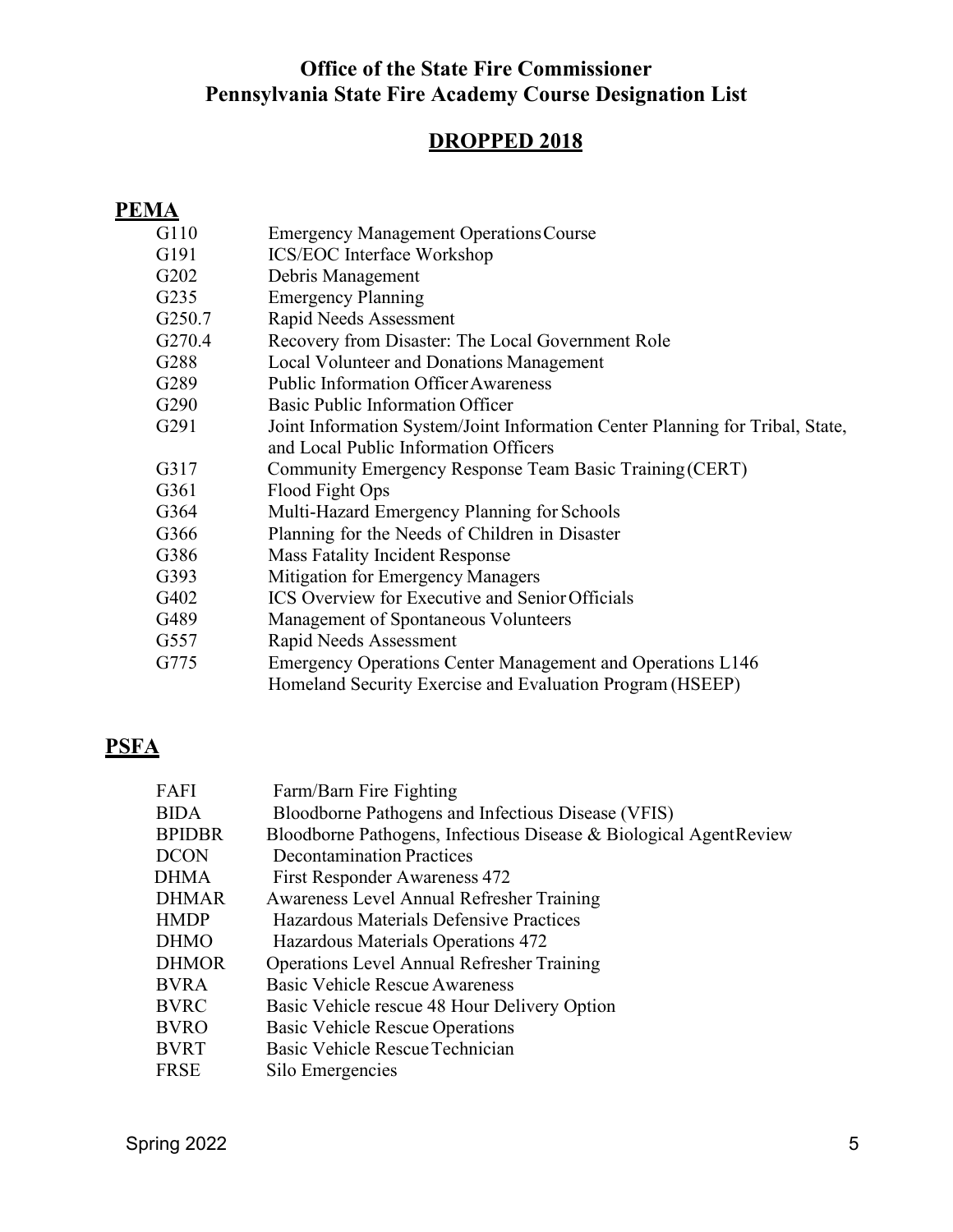# Office of the State Fire Commissioner
# Pennsylvania State Fire Academy Course Designation List

## DROPPED 2018

### PEMA

| | |
|---|---|
| G110 | Emergency Management Operations Course |
| G191 | ICS/EOC Interface Workshop |
| G202 | Debris Management |
| G235 | Emergency Planning |
| G250.7 | Rapid Needs Assessment |
| G270.4 | Recovery from Disaster: The Local Government Role |
| G288 | Local Volunteer and Donations Management |
| G289 | Public Information Officer Awareness |
| G290 | Basic Public Information Officer |
| G291 | Joint Information System/Joint Information Center Planning for Tribal, State, and Local Public Information Officers |
| G317 | Community Emergency Response Team Basic Training (CERT) |
| G361 | Flood Fight Ops |
| G364 | Multi-Hazard Emergency Planning for Schools |
| G366 | Planning for the Needs of Children in Disaster |
| G386 | Mass Fatality Incident Response |
| G393 | Mitigation for Emergency Managers |
| G402 | ICS Overview for Executive and Senior Officials |
| G489 | Management of Spontaneous Volunteers |
| G557 | Rapid Needs Assessment |
| G775 | Emergency Operations Center Management and Operations L146 Homeland Security Exercise and Evaluation Program (HSEEP) |

### PSFA

| | |
|---|---|
| FAFI | Farm/Barn Fire Fighting |
| BIDA | Bloodborne Pathogens and Infectious Disease (VFIS) |
| BPIDBR | Bloodborne Pathogens, Infectious Disease & Biological Agent Review |
| DCON | Decontamination Practices |
| DHMA | First Responder Awareness 472 |
| DHMAR | Awareness Level Annual Refresher Training |
| HMDP | Hazardous Materials Defensive Practices |
| DHMO | Hazardous Materials Operations 472 |
| DHMOR | Operations Level Annual Refresher Training |
| BVRA | Basic Vehicle Rescue Awareness |
| BVRC | Basic Vehicle rescue 48 Hour Delivery Option |
| BVRO | Basic Vehicle Rescue Operations |
| BVRT | Basic Vehicle Rescue Technician |
| FRSE | Silo Emergencies |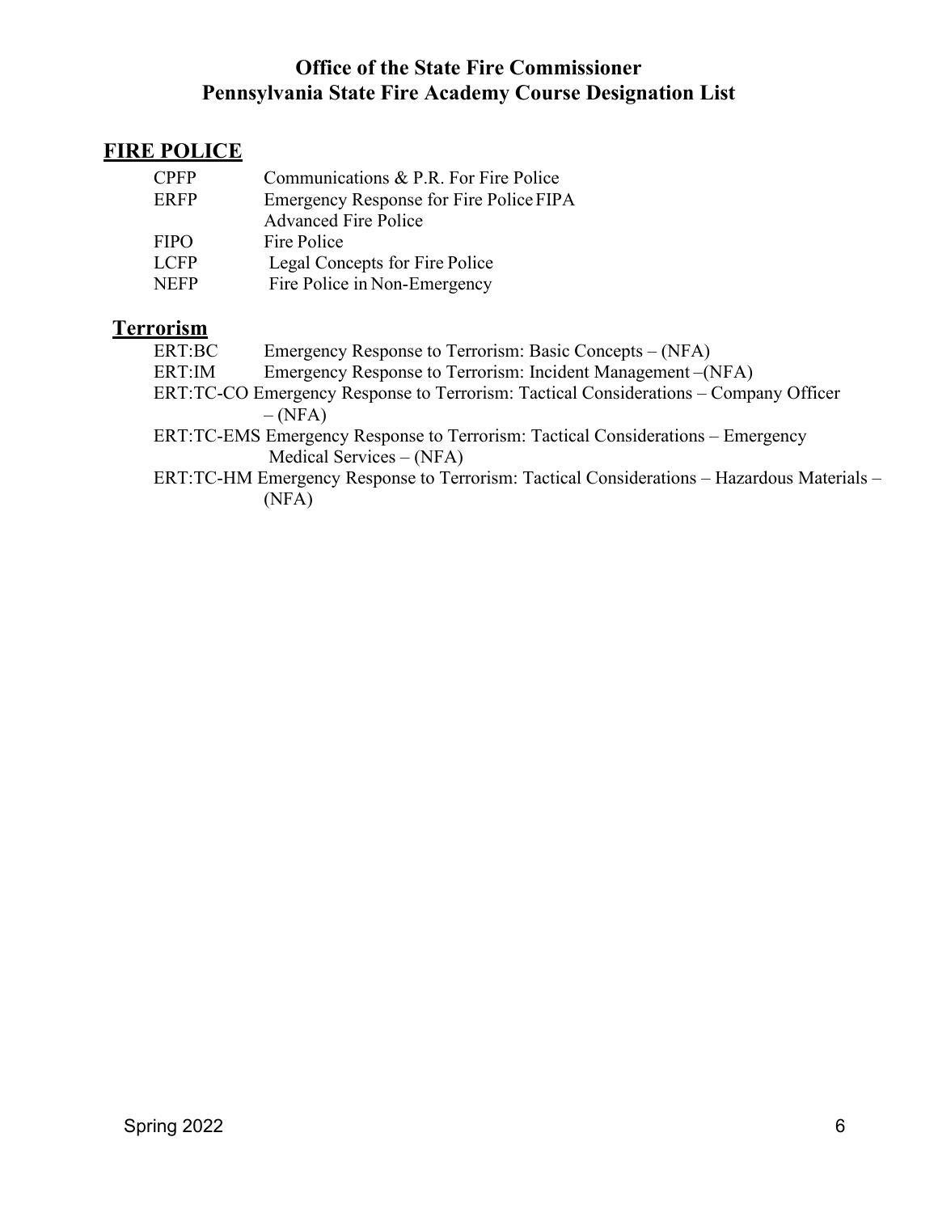# Office of the State Fire Commissioner
# Pennsylvania State Fire Academy Course Designation List

## FIRE POLICE

| | |
|---|---|
| CPFP | Communications & P.R. For Fire Police |
| ERFP | Emergency Response for Fire Police FIPA |
| | Advanced Fire Police |
| FIPO | Fire Police |
| LCFP | Legal Concepts for Fire Police |
| NEFP | Fire Police in Non-Emergency |

## Terrorism

| | |
|---|---|
| ERT:BC | Emergency Response to Terrorism: Basic Concepts – (NFA) |
| ERT:IM | Emergency Response to Terrorism: Incident Management –(NFA) |
| ERT:TC-CO | Emergency Response to Terrorism: Tactical Considerations – Company Officer – (NFA) |
| ERT:TC-EMS | Emergency Response to Terrorism: Tactical Considerations – Emergency Medical Services – (NFA) |
| ERT:TC-HM | Emergency Response to Terrorism: Tactical Considerations – Hazardous Materials – (NFA) |

Spring 2022